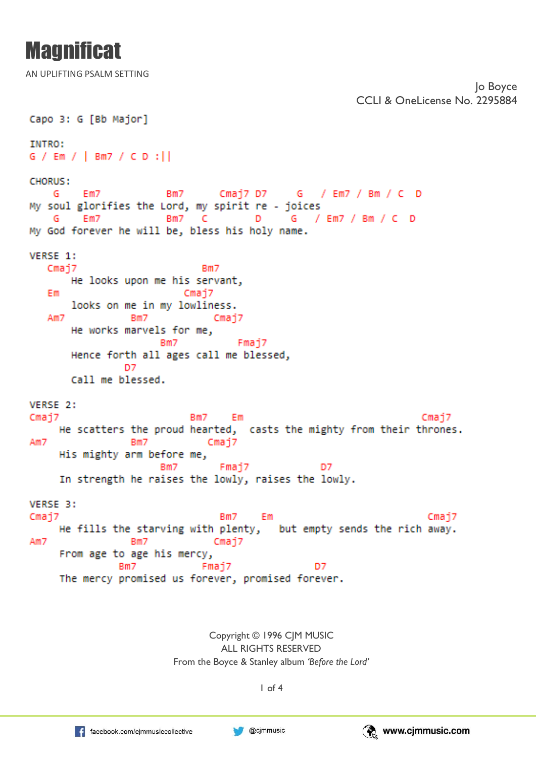# Magnificat

AN UPLIFTING PSALM SETTING

Jo Boyce
CCLI & OneLicense No. 2295884

```
Capo 3: G [Bb Major]

INTRO:
G / Em / | Bm7 / C D :||

CHORUS:
    G    Em7            Bm7      Cmaj7 D7     G    / Em7 / Bm / C   D
My soul glorifies the Lord, my spirit re - joices
    G    Em7            Bm7    C          D      G   / Em7 / Bm / C  D
My God forever he will be, bless his holy name.

VERSE 1:
   Cmaj7                     Bm7
       He looks upon me his servant,
   Em                     Cmaj7
       looks on me in my lowliness.
   Am7          Bm7           Cmaj7
       He works marvels for me,
                     Bm7             Fmaj7
       Hence forth all ages call me blessed,
                 D7
       Call me blessed.

VERSE 2:
Cmaj7                      Bm7     Em                               Cmaj7
     He scatters the proud hearted,  casts the mighty from their thrones.
Am7               Bm7         Cmaj7
     His mighty arm before me,
                       Bm7        Fmaj7             D7
     In strength he raises the lowly, raises the lowly.

VERSE 3:
Cmaj7                           Bm7     Em                             Cmaj7
     He fills the starving with plenty,   but empty sends the rich away.
Am7               Bm7           Cmaj7
     From age to age his mercy,
                Bm7          Fmaj7              D7
     The mercy promised us forever, promised forever.
```

Copyright © 1996 CJM MUSIC
ALL RIGHTS RESERVED
From the Boyce & Stanley album *'Before the Lord'*

facebook.com/cjmmusiccollective · @cjmmusic · www.cjmmusic.com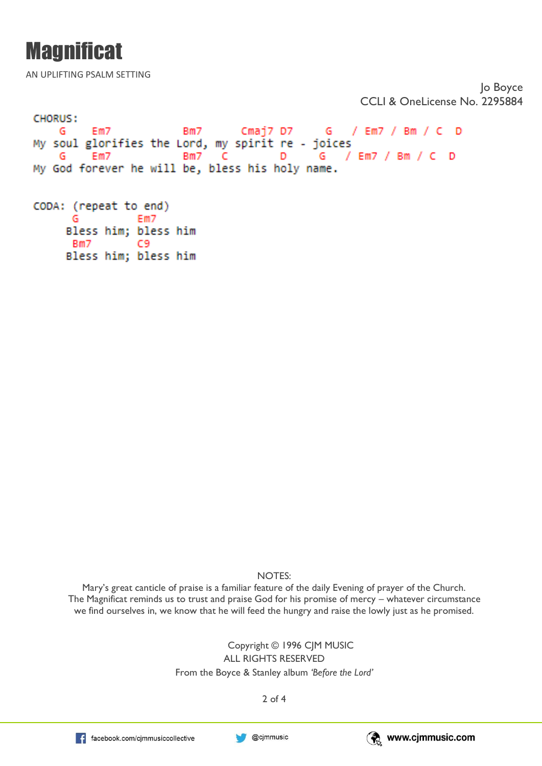# Magnificat

AN UPLIFTING PSALM SETTING

Jo Boyce
CCLI & OneLicense No. 2295884

```
CHORUS:
    G    Em7            Bm7       Cmaj7 D7     G    / Em7 / Bm / C  D
My soul glorifies the Lord, my spirit re - joices
    G    Em7            Bm7   C          D     G   / Em7 / Bm / C  D
My God forever he will be, bless his holy name.


CODA: (repeat to end)
       G         Em7
     Bless him; bless him
      Bm7        C9
     Bless him; bless him
```

NOTES:
Mary's great canticle of praise is a familiar feature of the daily Evening of prayer of the Church.
The Magnificat reminds us to trust and praise God for his promise of mercy – whatever circumstance we find ourselves in, we know that he will feed the hungry and raise the lowly just as he promised.

Copyright © 1996 CJM MUSIC
ALL RIGHTS RESERVED
From the Boyce & Stanley album *'Before the Lord'*

facebook.com/cjmmusiccollective   @cjmmusic   www.cjmmusic.com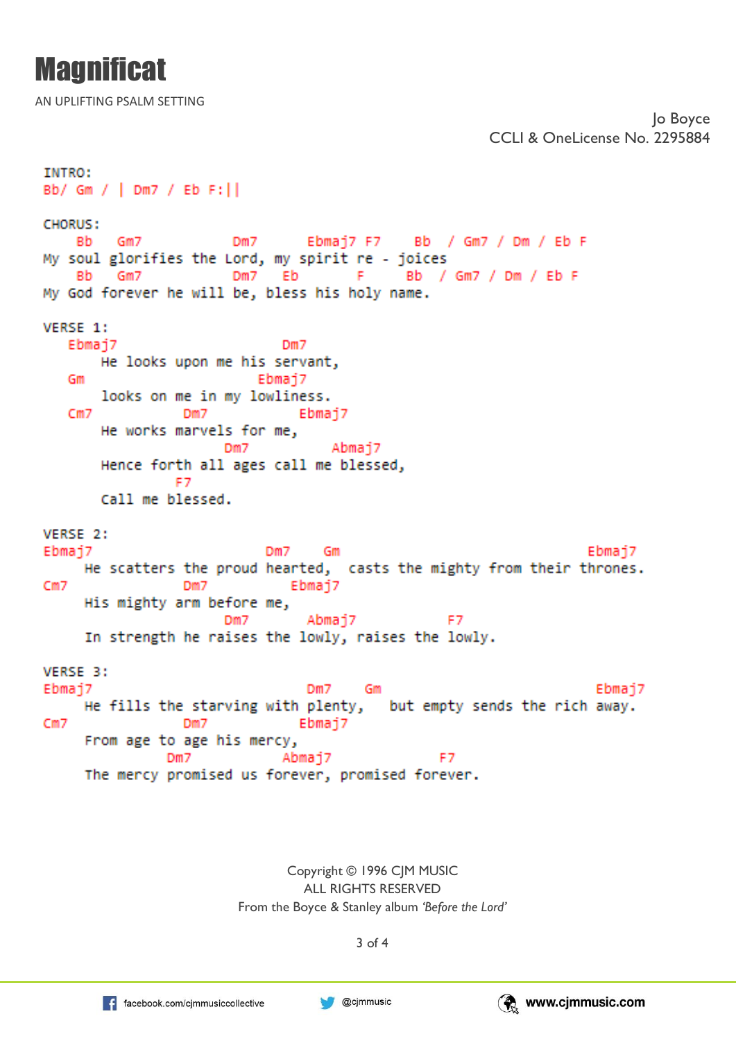# Magnificat

AN UPLIFTING PSALM SETTING

Jo Boyce
CCLI & OneLicense No. 2295884

```
INTRO:
Bb/ Gm / | Dm7 / Eb F:||

CHORUS:
    Bb   Gm7             Dm7       Ebmaj7 F7    Bb  / Gm7 / Dm / Eb F
My soul glorifies the Lord, my spirit re - joices
    Bb   Gm7             Dm7   Eb         F     Bb  / Gm7 / Dm / Eb F
My God forever he will be, bless his holy name.

VERSE 1:
   Ebmaj7                    Dm7
       He looks upon me his servant,
   Gm                     Ebmaj7
       looks on me in my lowliness.
   Cm7           Dm7           Ebmaj7
       He works marvels for me,
                     Dm7          Abmaj7
       Hence forth all ages call me blessed,
                Ebmaj7
       Call me blessed.

VERSE 2:
Ebmaj7                      Dm7    Gm                            Ebmaj7
     He scatters the proud hearted,  casts the mighty from their thrones.
Cm7              Dm7        Ebmaj7
     His mighty arm before me,
                     Dm7        Abmaj7          F7
     In strength he raises the lowly, raises the lowly.

VERSE 3:
Ebmaj7                           Dm7    Gm                           Ebmaj7
     He fills the starving with plenty,   but empty sends the rich away.
Cm7              Dm7           Ebmaj7
     From age to age his mercy,
                Dm7           Abmaj7            F7
     The mercy promised us forever, promised forever.
```

Copyright © 1996 CJM MUSIC
ALL RIGHTS RESERVED
From the Boyce & Stanley album *'Before the Lord'*

facebook.com/cjmmusiccollective   @cjmmusic   www.cjmmusic.com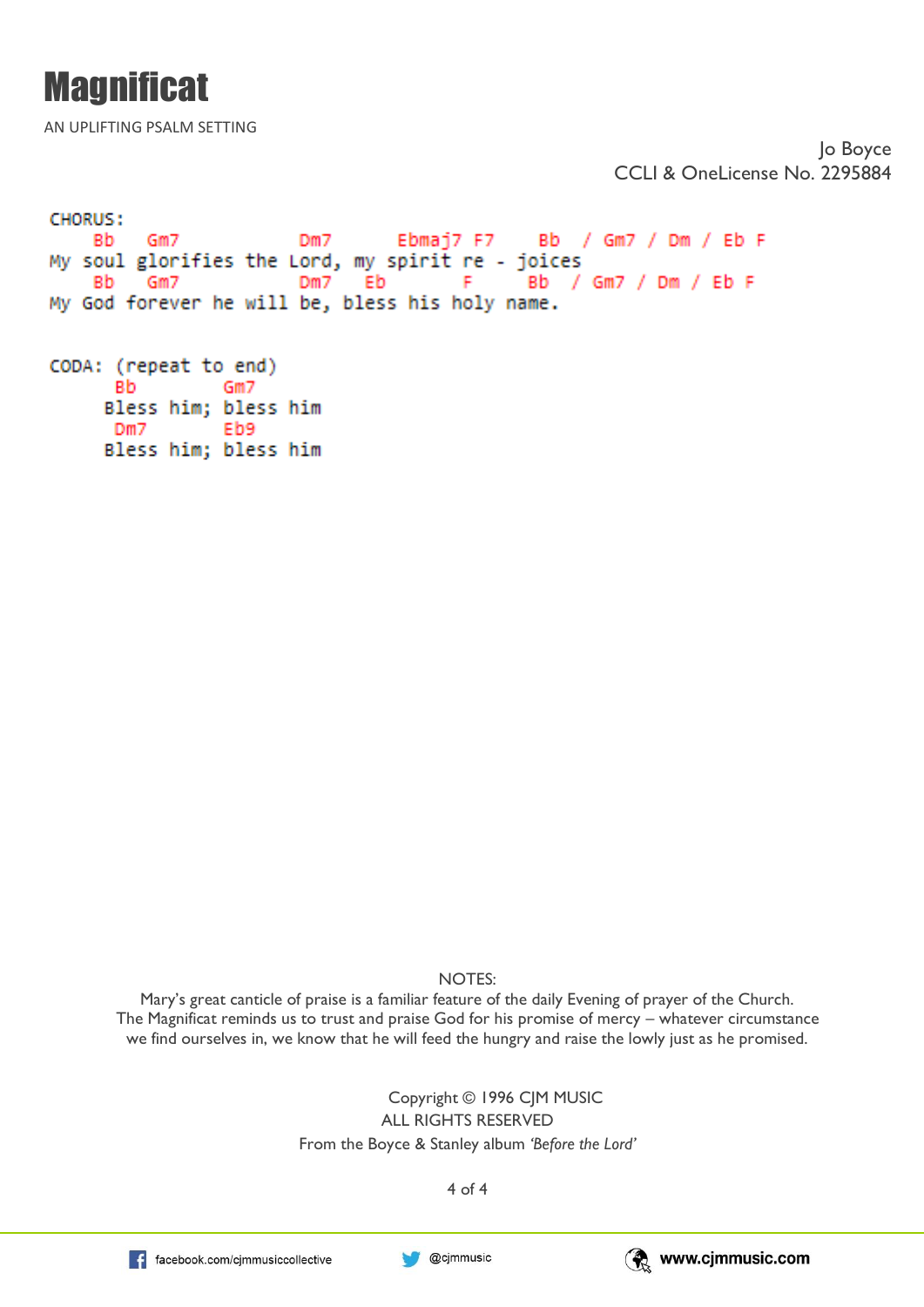# Magnificat

AN UPLIFTING PSALM SETTING

Jo Boyce
CCLI & OneLicense No. 2295884

```
CHORUS:
    Bb   Gm7            Dm7      Ebmaj7 F7    Bb  / Gm7 / Dm / Eb F
My soul glorifies the Lord, my spirit re - joices
    Bb   Gm7            Dm7   Eb       F     Bb  / Gm7 / Dm / Eb F
My God forever he will be, bless his holy name.


CODA: (repeat to end)
      Bb        Gm7
     Bless him; bless him
      Dm7       Eb9
     Bless him; bless him
```

NOTES:
Mary's great canticle of praise is a familiar feature of the daily Evening of prayer of the Church.
The Magnificat reminds us to trust and praise God for his promise of mercy – whatever circumstance we find ourselves in, we know that he will feed the hungry and raise the lowly just as he promised.

Copyright © 1996 CJM MUSIC
ALL RIGHTS RESERVED
From the Boyce & Stanley album *'Before the Lord'*

facebook.com/cjmmusiccollective @cjmmusic www.cjmmusic.com